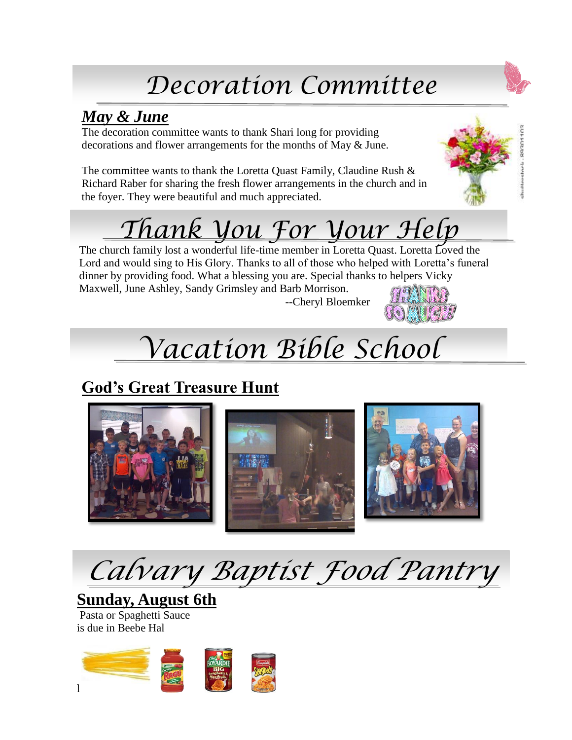# Decoration Committee

***May & June***

The decoration committee wants to thank Shari long for providing decorations and flower arrangements for the months of May & June.

The committee wants to thank the Loretta Quast Family, Claudine Rush & Richard Raber for sharing the fresh flower arrangements in the church and in the foyer. They were beautiful and much appreciated.

# Thank You For Your Help

The church family lost a wonderful life-time member in Loretta Quast. Loretta Loved the Lord and would sing to His Glory. Thanks to all of those who helped with Loretta's funeral dinner by providing food. What a blessing you are. Special thanks to helpers Vicky Maxwell, June Ashley, Sandy Grimsley and Barb Morrison.

--Cheryl Bloemker

# Vacation Bible School

## God's Great Treasure Hunt

# Calvary Baptist Food Pantry

**Sunday, August 6th**

Pasta or Spaghetti Sauce is due in Beebe Hal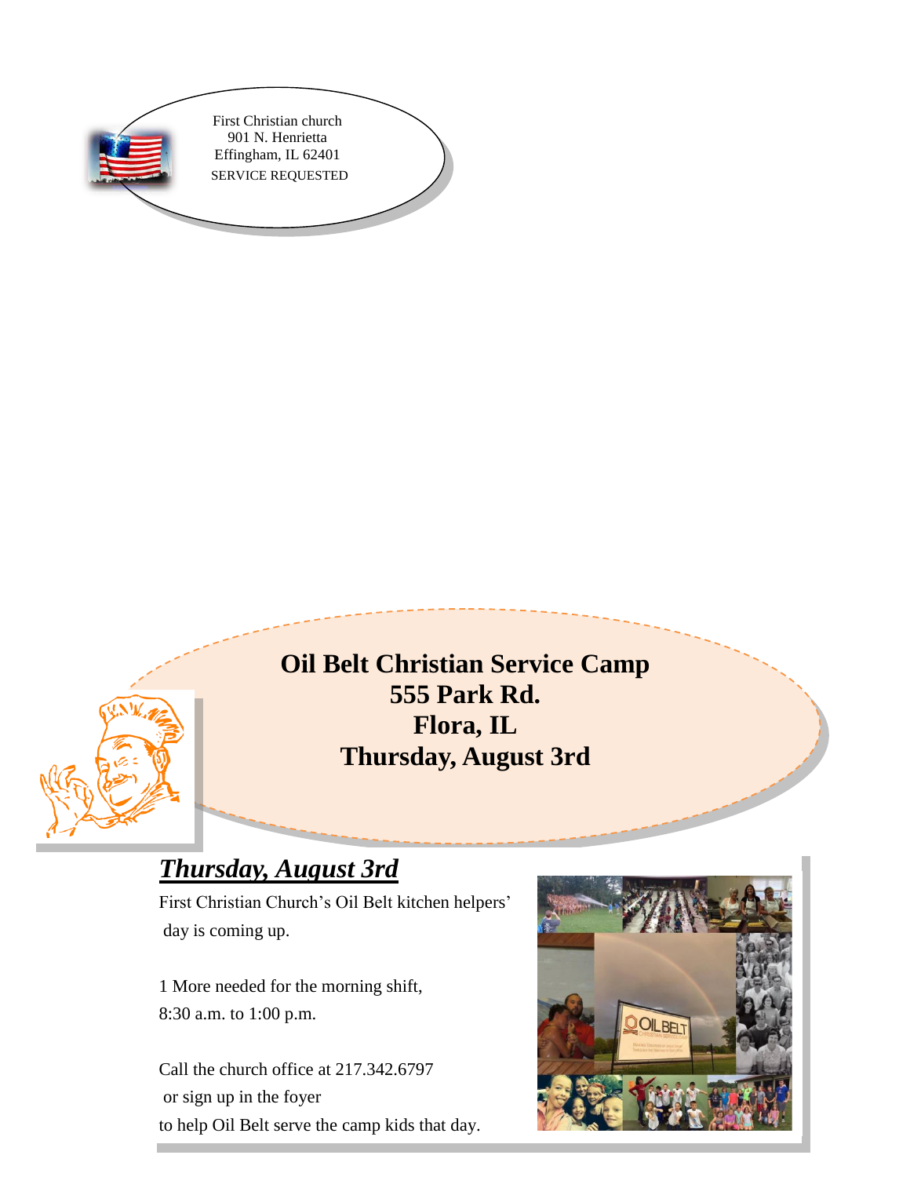First Christian church
901 N. Henrietta
Effingham, IL 62401
SERVICE REQUESTED

**Oil Belt Christian Service Camp**
**555 Park Rd.**
**Flora, IL**
**Thursday, August 3rd**

## ***Thursday, August 3rd***

First Christian Church's Oil Belt kitchen helpers' day is coming up.

1 More needed for the morning shift, 8:30 a.m. to 1:00 p.m.

Call the church office at 217.342.6797 or sign up in the foyer to help Oil Belt serve the camp kids that day.